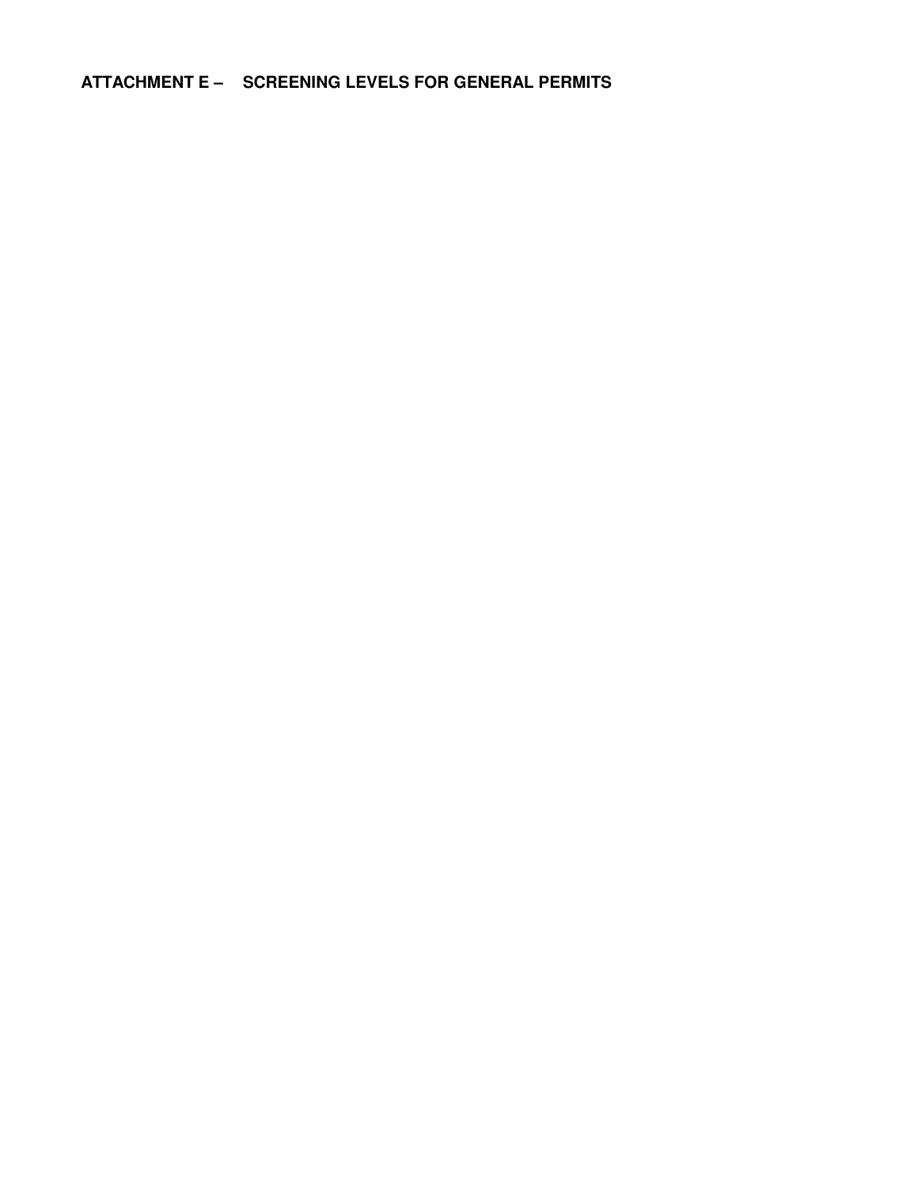# ATTACHMENT E – SCREENING LEVELS FOR GENERAL PERMITS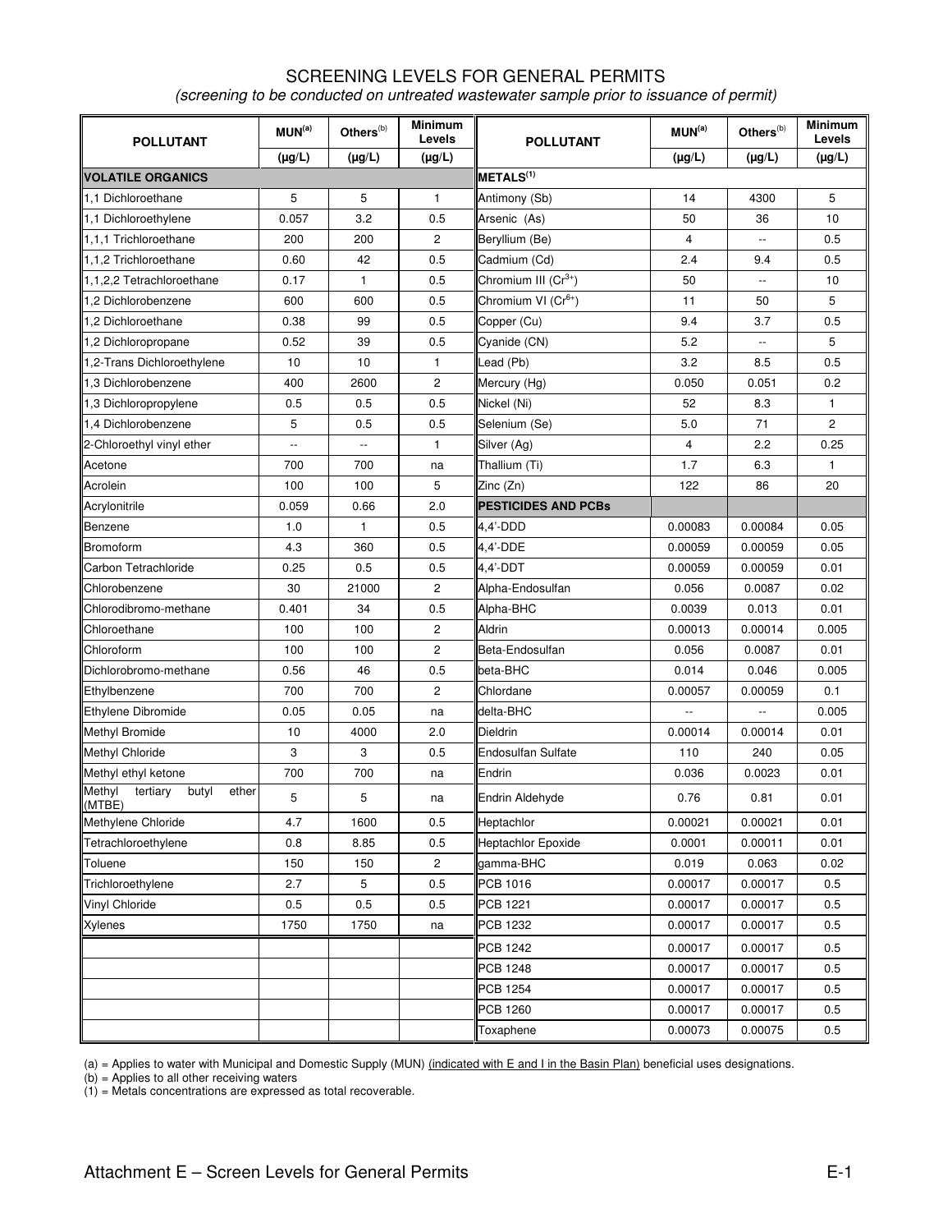# SCREENING LEVELS FOR GENERAL PERMITS

*(screening to be conducted on untreated wastewater sample prior to issuance of permit)*

| POLLUTANT | MUN[(a)] (µg/L) | Others[(b)] (µg/L) | Minimum Levels (µg/L) | POLLUTANT | MUN[(a)] (µg/L) | Others[(b)] (µg/L) | Minimum Levels (µg/L) |
|---|---|---|---|---|---|---|---|
| **VOLATILE ORGANICS** | | | | **METALS[(1)]** | | | |
| 1,1 Dichloroethane | 5 | 5 | 1 | Antimony (Sb) | 14 | 4300 | 5 |
| 1,1 Dichloroethylene | 0.057 | 3.2 | 0.5 | Arsenic (As) | 50 | 36 | 10 |
| 1,1,1 Trichloroethane | 200 | 200 | 2 | Beryllium (Be) | 4 | -- | 0.5 |
| 1,1,2 Trichloroethane | 0.60 | 42 | 0.5 | Cadmium (Cd) | 2.4 | 9.4 | 0.5 |
| 1,1,2,2 Tetrachloroethane | 0.17 | 1 | 0.5 | Chromium III ($Cr^{3+}$) | 50 | -- | 10 |
| 1,2 Dichlorobenzene | 600 | 600 | 0.5 | Chromium VI ($Cr^{6+}$) | 11 | 50 | 5 |
| 1,2 Dichloroethane | 0.38 | 99 | 0.5 | Copper (Cu) | 9.4 | 3.7 | 0.5 |
| 1,2 Dichloropropane | 0.52 | 39 | 0.5 | Cyanide (CN) | 5.2 | -- | 5 |
| 1,2-Trans Dichloroethylene | 10 | 10 | 1 | Lead (Pb) | 3.2 | 8.5 | 0.5 |
| 1,3 Dichlorobenzene | 400 | 2600 | 2 | Mercury (Hg) | 0.050 | 0.051 | 0.2 |
| 1,3 Dichloropropylene | 0.5 | 0.5 | 0.5 | Nickel (Ni) | 52 | 8.3 | 1 |
| 1,4 Dichlorobenzene | 5 | 0.5 | 0.5 | Selenium (Se) | 5.0 | 71 | 2 |
| 2-Chloroethyl vinyl ether | -- | -- | 1 | Silver (Ag) | 4 | 2.2 | 0.25 |
| Acetone | 700 | 700 | na | Thallium (Ti) | 1.7 | 6.3 | 1 |
| Acrolein | 100 | 100 | 5 | Zinc (Zn) | 122 | 86 | 20 |
| Acrylonitrile | 0.059 | 0.66 | 2.0 | **PESTICIDES AND PCBs** | | | |
| Benzene | 1.0 | 1 | 0.5 | 4,4'-DDD | 0.00083 | 0.00084 | 0.05 |
| Bromoform | 4.3 | 360 | 0.5 | 4,4'-DDE | 0.00059 | 0.00059 | 0.05 |
| Carbon Tetrachloride | 0.25 | 0.5 | 0.5 | 4,4'-DDT | 0.00059 | 0.00059 | 0.01 |
| Chlorobenzene | 30 | 21000 | 2 | Alpha-Endosulfan | 0.056 | 0.0087 | 0.02 |
| Chlorodibromo-methane | 0.401 | 34 | 0.5 | Alpha-BHC | 0.0039 | 0.013 | 0.01 |
| Chloroethane | 100 | 100 | 2 | Aldrin | 0.00013 | 0.00014 | 0.005 |
| Chloroform | 100 | 100 | 2 | Beta-Endosulfan | 0.056 | 0.0087 | 0.01 |
| Dichlorobromo-methane | 0.56 | 46 | 0.5 | beta-BHC | 0.014 | 0.046 | 0.005 |
| Ethylbenzene | 700 | 700 | 2 | Chlordane | 0.00057 | 0.00059 | 0.1 |
| Ethylene Dibromide | 0.05 | 0.05 | na | delta-BHC | -- | -- | 0.005 |
| Methyl Bromide | 10 | 4000 | 2.0 | Dieldrin | 0.00014 | 0.00014 | 0.01 |
| Methyl Chloride | 3 | 3 | 0.5 | Endosulfan Sulfate | 110 | 240 | 0.05 |
| Methyl ethyl ketone | 700 | 700 | na | Endrin | 0.036 | 0.0023 | 0.01 |
| Methyl tertiary butyl ether (MTBE) | 5 | 5 | na | Endrin Aldehyde | 0.76 | 0.81 | 0.01 |
| Methylene Chloride | 4.7 | 1600 | 0.5 | Heptachlor | 0.00021 | 0.00021 | 0.01 |
| Tetrachloroethylene | 0.8 | 8.85 | 0.5 | Heptachlor Epoxide | 0.0001 | 0.00011 | 0.01 |
| Toluene | 150 | 150 | 2 | gamma-BHC | 0.019 | 0.063 | 0.02 |
| Trichloroethylene | 2.7 | 5 | 0.5 | PCB 1016 | 0.00017 | 0.00017 | 0.5 |
| Vinyl Chloride | 0.5 | 0.5 | 0.5 | PCB 1221 | 0.00017 | 0.00017 | 0.5 |
| Xylenes | 1750 | 1750 | na | PCB 1232 | 0.00017 | 0.00017 | 0.5 |
| | | | | PCB 1242 | 0.00017 | 0.00017 | 0.5 |
| | | | | PCB 1248 | 0.00017 | 0.00017 | 0.5 |
| | | | | PCB 1254 | 0.00017 | 0.00017 | 0.5 |
| | | | | PCB 1260 | 0.00017 | 0.00017 | 0.5 |
| | | | | Toxaphene | 0.00073 | 0.00075 | 0.5 |

(a) = Applies to water with Municipal and Domestic Supply (MUN) (indicated with E and I in the Basin Plan) beneficial uses designations.
(b) = Applies to all other receiving waters
(1) = Metals concentrations are expressed as total recoverable.

Attachment E – Screen Levels for General Permits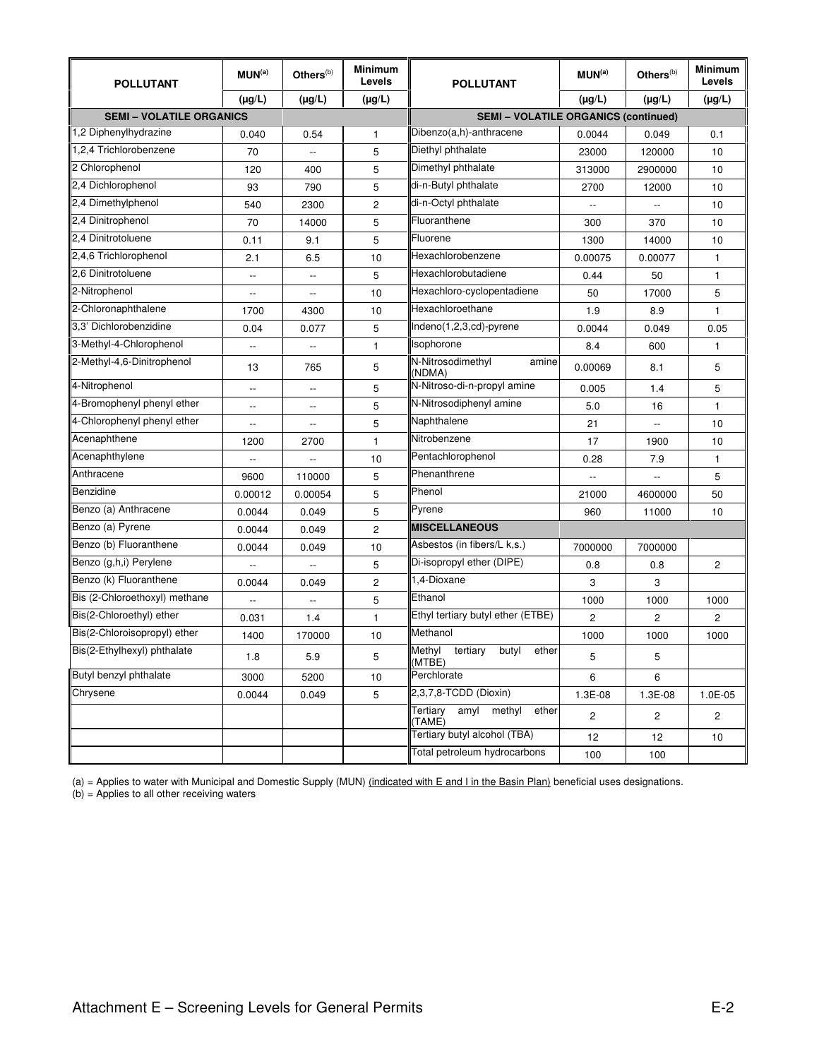| POLLUTANT | MUN[(a)] | Others[(b)] | Minimum Levels | POLLUTANT | MUN[(a)] | Others[(b)] | Minimum Levels |
|---|---|---|---|---|---|---|---|
| | (μg/L) | (μg/L) | (μg/L) | | (μg/L) | (μg/L) | (μg/L) |
| **SEMI – VOLATILE ORGANICS** | | | | **SEMI – VOLATILE ORGANICS (continued)** | | | |
| 1,2 Diphenylhydrazine | 0.040 | 0.54 | 1 | Dibenzo(a,h)-anthracene | 0.0044 | 0.049 | 0.1 |
| 1,2,4 Trichlorobenzene | 70 | -- | 5 | Diethyl phthalate | 23000 | 120000 | 10 |
| 2 Chlorophenol | 120 | 400 | 5 | Dimethyl phthalate | 313000 | 2900000 | 10 |
| 2,4 Dichlorophenol | 93 | 790 | 5 | di-n-Butyl phthalate | 2700 | 12000 | 10 |
| 2,4 Dimethylphenol | 540 | 2300 | 2 | di-n-Octyl phthalate | -- | -- | 10 |
| 2,4 Dinitrophenol | 70 | 14000 | 5 | Fluoranthene | 300 | 370 | 10 |
| 2,4 Dinitrotoluene | 0.11 | 9.1 | 5 | Fluorene | 1300 | 14000 | 10 |
| 2,4,6 Trichlorophenol | 2.1 | 6.5 | 10 | Hexachlorobenzene | 0.00075 | 0.00077 | 1 |
| 2,6 Dinitrotoluene | -- | -- | 5 | Hexachlorobutadiene | 0.44 | 50 | 1 |
| 2-Nitrophenol | -- | -- | 10 | Hexachloro-cyclopentadiene | 50 | 17000 | 5 |
| 2-Chloronaphthalene | 1700 | 4300 | 10 | Hexachloroethane | 1.9 | 8.9 | 1 |
| 3,3' Dichlorobenzidine | 0.04 | 0.077 | 5 | Indeno(1,2,3,cd)-pyrene | 0.0044 | 0.049 | 0.05 |
| 3-Methyl-4-Chlorophenol | -- | -- | 1 | Isophorone | 8.4 | 600 | 1 |
| 2-Methyl-4,6-Dinitrophenol | 13 | 765 | 5 | N-Nitrosodimethyl amine (NDMA) | 0.00069 | 8.1 | 5 |
| 4-Nitrophenol | -- | -- | 5 | N-Nitroso-di-n-propyl amine | 0.005 | 1.4 | 5 |
| 4-Bromophenyl phenyl ether | -- | -- | 5 | N-Nitrosodiphenyl amine | 5.0 | 16 | 1 |
| 4-Chlorophenyl phenyl ether | -- | -- | 5 | Naphthalene | 21 | -- | 10 |
| Acenaphthene | 1200 | 2700 | 1 | Nitrobenzene | 17 | 1900 | 10 |
| Acenaphthylene | -- | -- | 10 | Pentachlorophenol | 0.28 | 7.9 | 1 |
| Anthracene | 9600 | 110000 | 5 | Phenanthrene | -- | -- | 5 |
| Benzidine | 0.00012 | 0.00054 | 5 | Phenol | 21000 | 4600000 | 50 |
| Benzo (a) Anthracene | 0.0044 | 0.049 | 5 | Pyrene | 960 | 11000 | 10 |
| Benzo (a) Pyrene | 0.0044 | 0.049 | 2 | **MISCELLANEOUS** | | | |
| Benzo (b) Fluoranthene | 0.0044 | 0.049 | 10 | Asbestos (in fibers/L k,s.) | 7000000 | 7000000 | |
| Benzo (g,h,i) Perylene | -- | -- | 5 | Di-isopropyl ether (DIPE) | 0.8 | 0.8 | 2 |
| Benzo (k) Fluoranthene | 0.0044 | 0.049 | 2 | 1,4-Dioxane | 3 | 3 | |
| Bis (2-Chloroethoxyl) methane | -- | -- | 5 | Ethanol | 1000 | 1000 | 1000 |
| Bis(2-Chloroethyl) ether | 0.031 | 1.4 | 1 | Ethyl tertiary butyl ether (ETBE) | 2 | 2 | 2 |
| Bis(2-Chloroisopropyl) ether | 1400 | 170000 | 10 | Methanol | 1000 | 1000 | 1000 |
| Bis(2-Ethylhexyl) phthalate | 1.8 | 5.9 | 5 | Methyl tertiary butyl ether (MTBE) | 5 | 5 | |
| Butyl benzyl phthalate | 3000 | 5200 | 10 | Perchlorate | 6 | 6 | |
| Chrysene | 0.0044 | 0.049 | 5 | 2,3,7,8-TCDD (Dioxin) | 1.3E-08 | 1.3E-08 | 1.0E-05 |
| | | | | Tertiary amyl methyl ether (TAME) | 2 | 2 | 2 |
| | | | | Tertiary butyl alcohol (TBA) | 12 | 12 | 10 |
| | | | | Total petroleum hydrocarbons | 100 | 100 | |

(a) = Applies to water with Municipal and Domestic Supply (MUN) (indicated with E and I in the Basin Plan) beneficial uses designations.
(b) = Applies to all other receiving waters